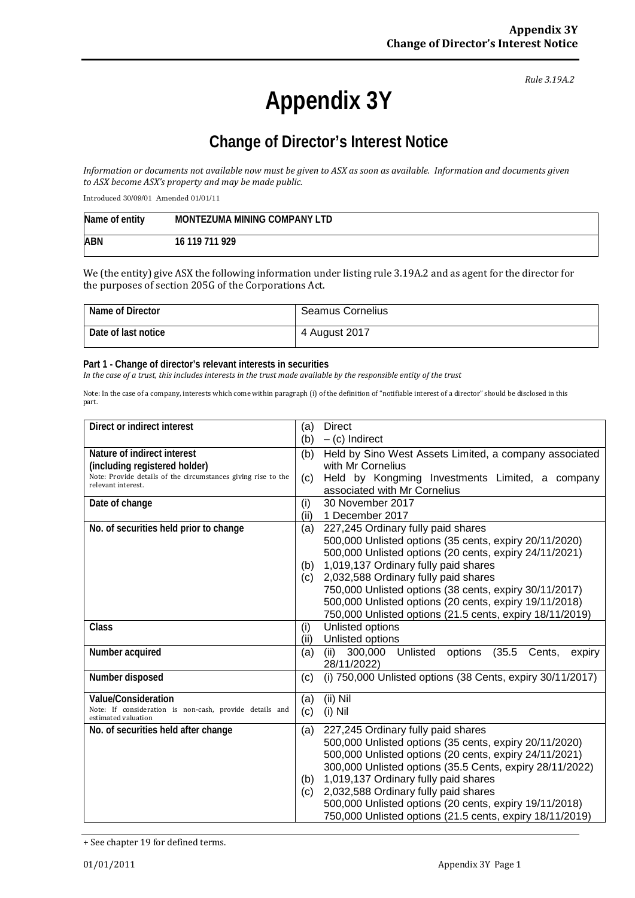*Rule 3.19A.2*

# Appendix 3Y

## Change of Director's Interest Notice

*Information or documents not available now must be given to ASX as soon as available. Information and documents given to ASX become ASX's property and may be made public.*

Introduced 30/09/01 Amended 01/01/11

| Name of entity | MONTEZUMA MINING COMPANY LTD |
|---|---|
| ABN | 16 119 711 929 |

We (the entity) give ASX the following information under listing rule 3.19A.2 and as agent for the director for the purposes of section 205G of the Corporations Act.

| Name of Director | Seamus Cornelius |
|---|---|
| Date of last notice | 4 August 2017 |

**Part 1 - Change of director's relevant interests in securities**
*In the case of a trust, this includes interests in the trust made available by the responsible entity of the trust*

Note: In the case of a company, interests which come within paragraph (i) of the definition of "notifiable interest of a director" should be disclosed in this part.

| | |
|---|---|
| **Direct or indirect interest** | (a) Direct<br>(b) – (c) Indirect |
| **Nature of indirect interest (including registered holder)**<br>Note: Provide details of the circumstances giving rise to the relevant interest. | (b) Held by Sino West Assets Limited, a company associated with Mr Cornelius<br>(c) Held by Kongming Investments Limited, a company associated with Mr Cornelius |
| **Date of change** | (i) 30 November 2017<br>(ii) 1 December 2017 |
| **No. of securities held prior to change** | (a) 227,245 Ordinary fully paid shares<br>500,000 Unlisted options (35 cents, expiry 20/11/2020)<br>500,000 Unlisted options (20 cents, expiry 24/11/2021)<br>(b) 1,019,137 Ordinary fully paid shares<br>(c) 2,032,588 Ordinary fully paid shares<br>750,000 Unlisted options (38 cents, expiry 30/11/2017)<br>500,000 Unlisted options (20 cents, expiry 19/11/2018)<br>750,000 Unlisted options (21.5 cents, expiry 18/11/2019) |
| **Class** | (i) Unlisted options<br>(ii) Unlisted options |
| **Number acquired** | (a) (ii) 300,000 Unlisted options (35.5 Cents, expiry 28/11/2022) |
| **Number disposed** | (c) (i) 750,000 Unlisted options (38 Cents, expiry 30/11/2017) |
| **Value/Consideration**<br>Note: If consideration is non-cash, provide details and estimated valuation | (a) (ii) Nil<br>(c) (i) Nil |
| **No. of securities held after change** | (a) 227,245 Ordinary fully paid shares<br>500,000 Unlisted options (35 cents, expiry 20/11/2020)<br>500,000 Unlisted options (20 cents, expiry 24/11/2021)<br>300,000 Unlisted options (35.5 Cents, expiry 28/11/2022)<br>(b) 1,019,137 Ordinary fully paid shares<br>(c) 2,032,588 Ordinary fully paid shares<br>500,000 Unlisted options (20 cents, expiry 19/11/2018)<br>750,000 Unlisted options (21.5 cents, expiry 18/11/2019) |

+ See chapter 19 for defined terms.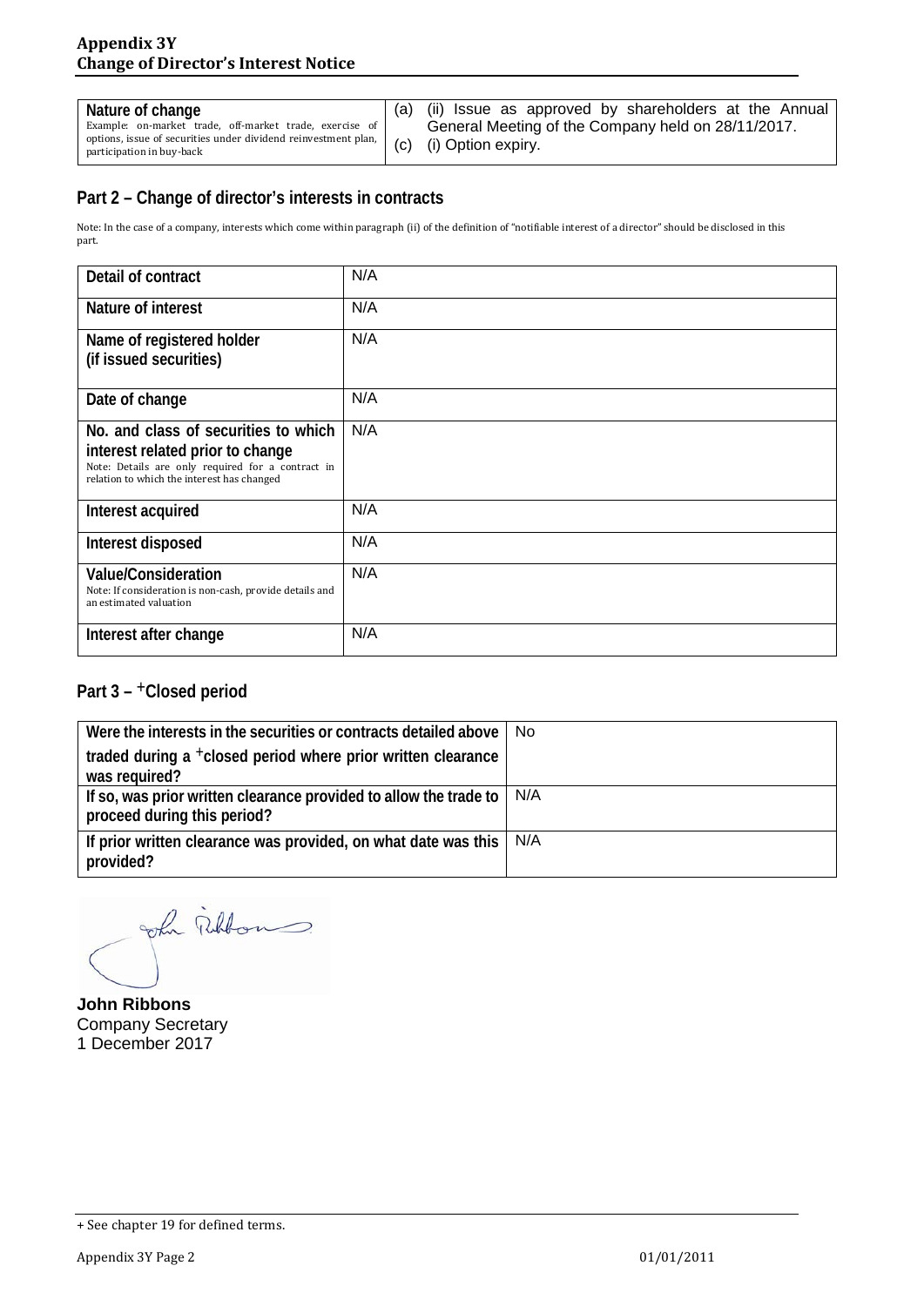| Nature of change<br>Example: on-market trade, off-market trade, exercise of options, issue of securities under dividend reinvestment plan, participation in buy-back | (a) (ii) Issue as approved by shareholders at the Annual General Meeting of the Company held on 28/11/2017.<br>(c) (i) Option expiry. |
|---|---|

## Part 2 – Change of director's interests in contracts

Note: In the case of a company, interests which come within paragraph (ii) of the definition of "notifiable interest of a director" should be disclosed in this part.

| Detail of contract | N/A |
|---|---|
| Nature of interest | N/A |
| Name of registered holder (if issued securities) | N/A |
| Date of change | N/A |
| No. and class of securities to which interest related prior to change<br>Note: Details are only required for a contract in relation to which the interest has changed | N/A |
| Interest acquired | N/A |
| Interest disposed | N/A |
| Value/Consideration<br>Note: If consideration is non-cash, provide details and an estimated valuation | N/A |
| Interest after change | N/A |

## Part 3 – +Closed period

| Were the interests in the securities or contracts detailed above traded during a +closed period where prior written clearance was required? | No |
|---|---|
| If so, was prior written clearance provided to allow the trade to proceed during this period? | N/A |
| If prior written clearance was provided, on what date was this provided? | N/A |

**John Ribbons**
Company Secretary
1 December 2017

+ See chapter 19 for defined terms.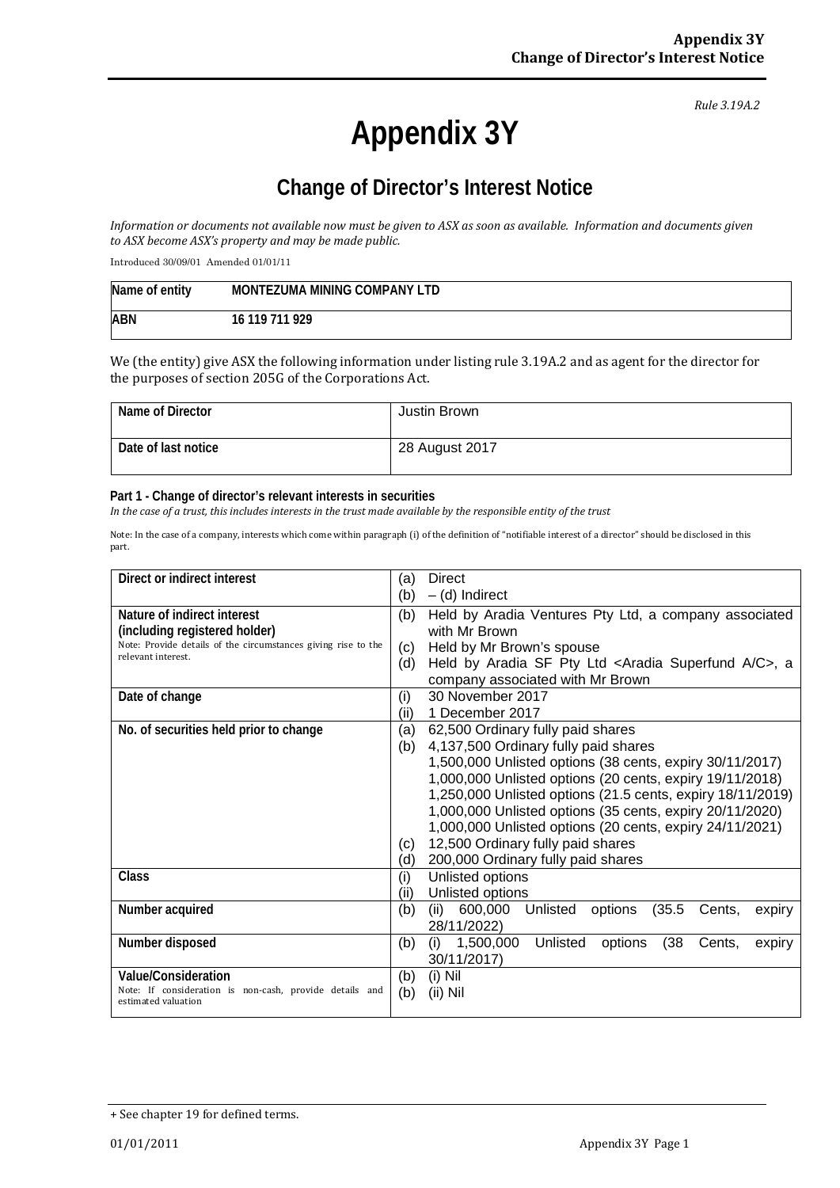*Rule 3.19A.2*

# Appendix 3Y

## Change of Director's Interest Notice

*Information or documents not available now must be given to ASX as soon as available. Information and documents given to ASX become ASX's property and may be made public.*

Introduced 30/09/01 Amended 01/01/11

| Name of entity | MONTEZUMA MINING COMPANY LTD |
|---|---|
| ABN | 16 119 711 929 |

We (the entity) give ASX the following information under listing rule 3.19A.2 and as agent for the director for the purposes of section 205G of the Corporations Act.

| Name of Director | Justin Brown |
|---|---|
| Date of last notice | 28 August 2017 |

**Part 1 - Change of director's relevant interests in securities**

*In the case of a trust, this includes interests in the trust made available by the responsible entity of the trust*

Note: In the case of a company, interests which come within paragraph (i) of the definition of "notifiable interest of a director" should be disclosed in this part.

| | |
|---|---|
| **Direct or indirect interest** | (a) Direct<br>(b) – (d) Indirect |
| **Nature of indirect interest (including registered holder)**<br>Note: Provide details of the circumstances giving rise to the relevant interest. | (b) Held by Aradia Ventures Pty Ltd, a company associated with Mr Brown<br>(c) Held by Mr Brown's spouse<br>(d) Held by Aradia SF Pty Ltd <Aradia Superfund A/C>, a company associated with Mr Brown |
| **Date of change** | (i) 30 November 2017<br>(ii) 1 December 2017 |
| **No. of securities held prior to change** | (a) 62,500 Ordinary fully paid shares<br>(b) 4,137,500 Ordinary fully paid shares<br>1,500,000 Unlisted options (38 cents, expiry 30/11/2017)<br>1,000,000 Unlisted options (20 cents, expiry 19/11/2018)<br>1,250,000 Unlisted options (21.5 cents, expiry 18/11/2019)<br>1,000,000 Unlisted options (35 cents, expiry 20/11/2020)<br>1,000,000 Unlisted options (20 cents, expiry 24/11/2021)<br>(c) 12,500 Ordinary fully paid shares<br>(d) 200,000 Ordinary fully paid shares |
| **Class** | (i) Unlisted options<br>(ii) Unlisted options |
| **Number acquired** | (b) (ii) 600,000 Unlisted options (35.5 Cents, expiry 28/11/2022) |
| **Number disposed** | (b) (i) 1,500,000 Unlisted options (38 Cents, expiry 30/11/2017) |
| **Value/Consideration**<br>Note: If consideration is non-cash, provide details and estimated valuation | (b) (i) Nil<br>(b) (ii) Nil |

+ See chapter 19 for defined terms.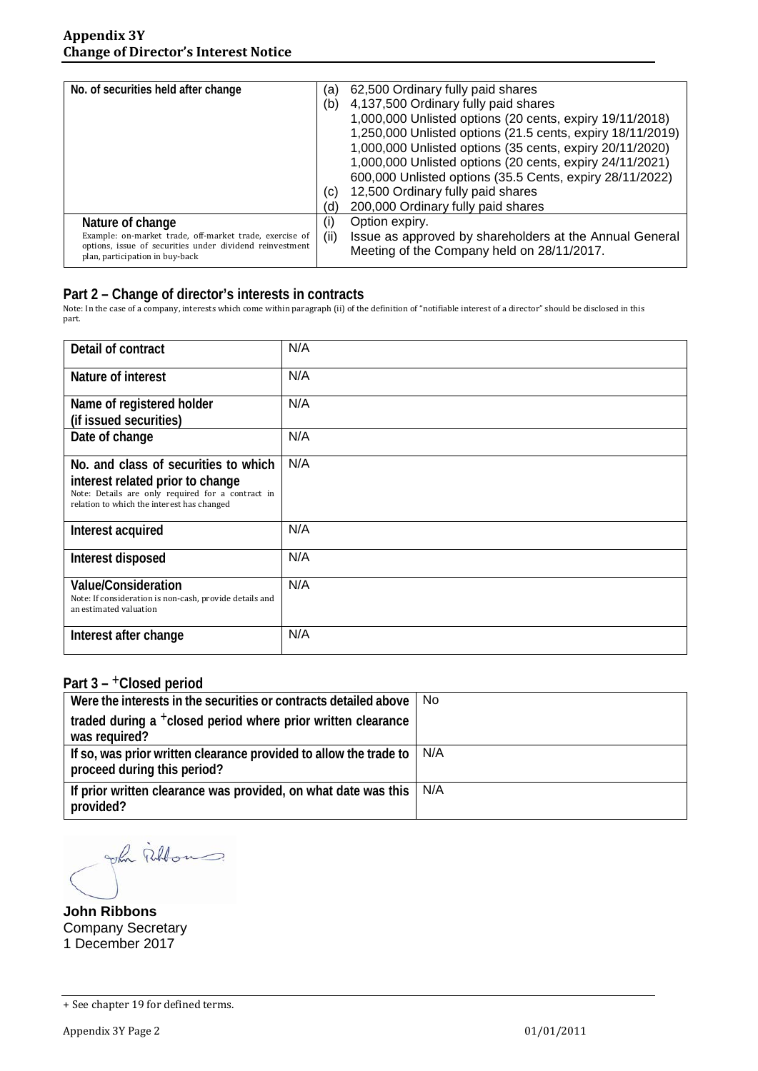| No. of securities held after change | (a) 62,500 Ordinary fully paid shares<br>(b) 4,137,500 Ordinary fully paid shares<br>1,000,000 Unlisted options (20 cents, expiry 19/11/2018)<br>1,250,000 Unlisted options (21.5 cents, expiry 18/11/2019)<br>1,000,000 Unlisted options (35 cents, expiry 20/11/2020)<br>1,000,000 Unlisted options (20 cents, expiry 24/11/2021)<br>600,000 Unlisted options (35.5 Cents, expiry 28/11/2022)<br>(c) 12,500 Ordinary fully paid shares<br>(d) 200,000 Ordinary fully paid shares |
|---|---|
| **Nature of change**<br>Example: on-market trade, off-market trade, exercise of options, issue of securities under dividend reinvestment plan, participation in buy-back | (i) Option expiry.<br>(ii) Issue as approved by shareholders at the Annual General Meeting of the Company held on 28/11/2017. |

## Part 2 – Change of director's interests in contracts

Note: In the case of a company, interests which come within paragraph (ii) of the definition of "notifiable interest of a director" should be disclosed in this part.

| Detail of contract | N/A |
|---|---|
| Nature of interest | N/A |
| Name of registered holder (if issued securities) | N/A |
| Date of change | N/A |
| No. and class of securities to which interest related prior to change<br>Note: Details are only required for a contract in relation to which the interest has changed | N/A |
| Interest acquired | N/A |
| Interest disposed | N/A |
| Value/Consideration<br>Note: If consideration is non-cash, provide details and an estimated valuation | N/A |
| Interest after change | N/A |

## Part 3 – +Closed period

| Were the interests in the securities or contracts detailed above traded during a +closed period where prior written clearance was required? | No |
|---|---|
| If so, was prior written clearance provided to allow the trade to proceed during this period? | N/A |
| If prior written clearance was provided, on what date was this provided? | N/A |

**John Ribbons**
Company Secretary
1 December 2017

+ See chapter 19 for defined terms.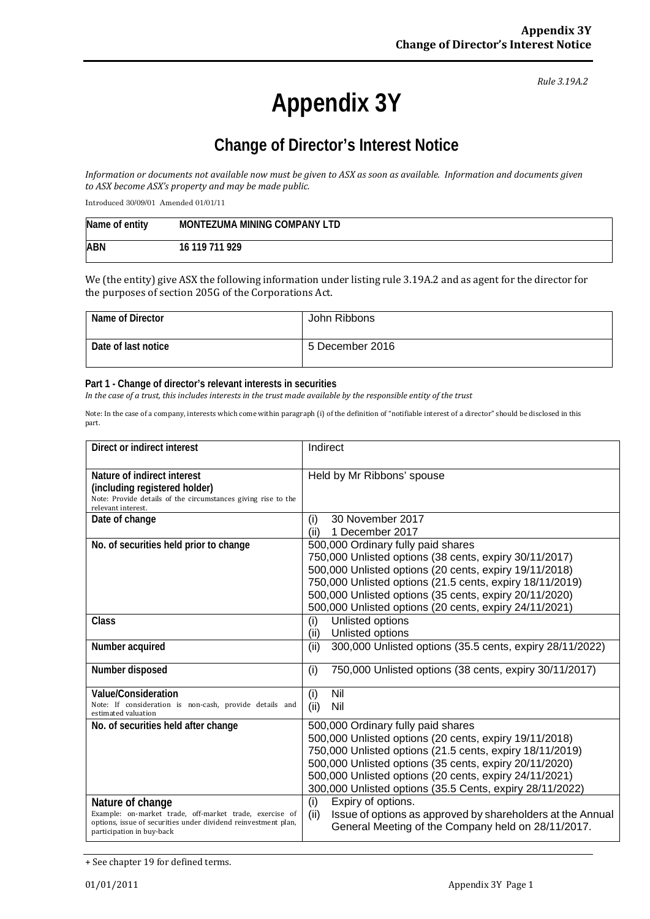*Rule 3.19A.2*

# Appendix 3Y

## Change of Director's Interest Notice

*Information or documents not available now must be given to ASX as soon as available. Information and documents given to ASX become ASX's property and may be made public.*

Introduced 30/09/01 Amended 01/01/11

| Name of entity | MONTEZUMA MINING COMPANY LTD |
|---|---|
| ABN | 16 119 711 929 |

We (the entity) give ASX the following information under listing rule 3.19A.2 and as agent for the director for the purposes of section 205G of the Corporations Act.

| Name of Director | John Ribbons |
|---|---|
| Date of last notice | 5 December 2016 |

**Part 1 - Change of director's relevant interests in securities**

*In the case of a trust, this includes interests in the trust made available by the responsible entity of the trust*

Note: In the case of a company, interests which come within paragraph (i) of the definition of "notifiable interest of a director" should be disclosed in this part.

| | |
|---|---|
| **Direct or indirect interest** | Indirect |
| **Nature of indirect interest (including registered holder)**<br>Note: Provide details of the circumstances giving rise to the relevant interest. | Held by Mr Ribbons' spouse |
| **Date of change** | (i) 30 November 2017<br>(ii) 1 December 2017 |
| **No. of securities held prior to change** | 500,000 Ordinary fully paid shares<br>750,000 Unlisted options (38 cents, expiry 30/11/2017)<br>500,000 Unlisted options (20 cents, expiry 19/11/2018)<br>750,000 Unlisted options (21.5 cents, expiry 18/11/2019)<br>500,000 Unlisted options (35 cents, expiry 20/11/2020)<br>500,000 Unlisted options (20 cents, expiry 24/11/2021) |
| **Class** | (i) Unlisted options<br>(ii) Unlisted options |
| **Number acquired** | (ii) 300,000 Unlisted options (35.5 cents, expiry 28/11/2022) |
| **Number disposed** | (i) 750,000 Unlisted options (38 cents, expiry 30/11/2017) |
| **Value/Consideration**<br>Note: If consideration is non-cash, provide details and estimated valuation | (i) Nil<br>(ii) Nil |
| **No. of securities held after change** | 500,000 Ordinary fully paid shares<br>500,000 Unlisted options (20 cents, expiry 19/11/2018)<br>750,000 Unlisted options (21.5 cents, expiry 18/11/2019)<br>500,000 Unlisted options (35 cents, expiry 20/11/2020)<br>500,000 Unlisted options (20 cents, expiry 24/11/2021)<br>300,000 Unlisted options (35.5 Cents, expiry 28/11/2022) |
| **Nature of change**<br>Example: on-market trade, off-market trade, exercise of options, issue of securities under dividend reinvestment plan, participation in buy-back | (i) Expiry of options.<br>(ii) Issue of options as approved by shareholders at the Annual General Meeting of the Company held on 28/11/2017. |

+ See chapter 19 for defined terms.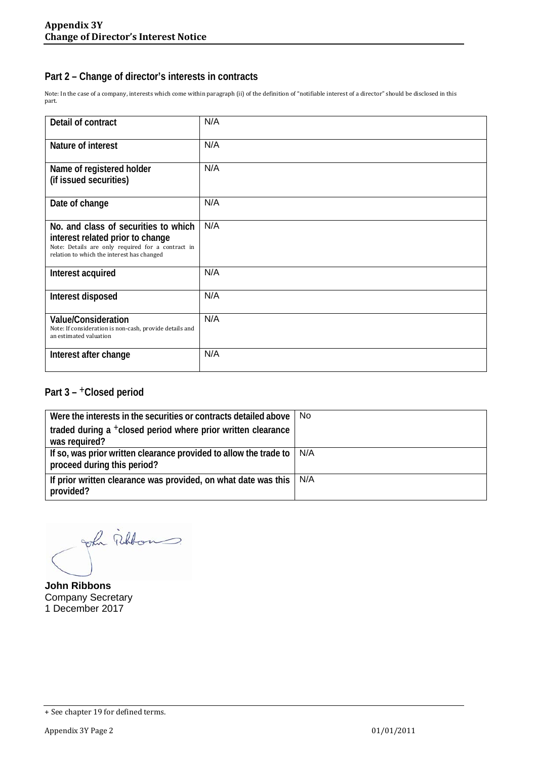## Part 2 – Change of director's interests in contracts

Note: In the case of a company, interests which come within paragraph (ii) of the definition of "notifiable interest of a director" should be disclosed in this part.

| | |
|---|---|
| **Detail of contract** | N/A |
| **Nature of interest** | N/A |
| **Name of registered holder (if issued securities)** | N/A |
| **Date of change** | N/A |
| **No. and class of securities to which interest related prior to change** Note: Details are only required for a contract in relation to which the interest has changed | N/A |
| **Interest acquired** | N/A |
| **Interest disposed** | N/A |
| **Value/Consideration** Note: If consideration is non-cash, provide details and an estimated valuation | N/A |
| **Interest after change** | N/A |

## Part 3 – +Closed period

| | |
|---|---|
| **Were the interests in the securities or contracts detailed above traded during a +closed period where prior written clearance was required?** | No |
| **If so, was prior written clearance provided to allow the trade to proceed during this period?** | N/A |
| **If prior written clearance was provided, on what date was this provided?** | N/A |

**John Ribbons**
Company Secretary
1 December 2017

+ See chapter 19 for defined terms.